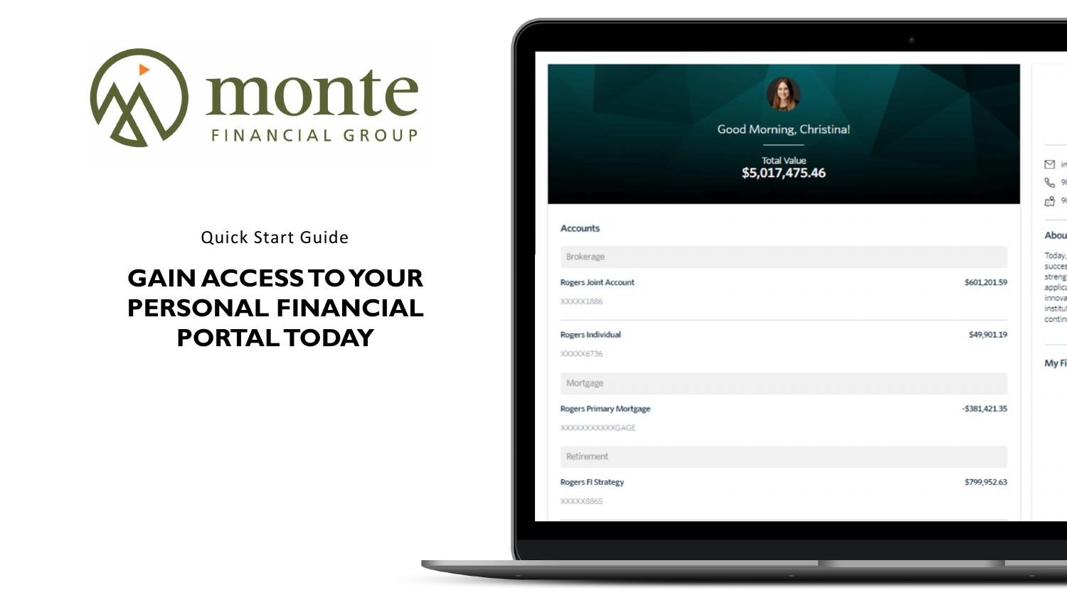monte

FINANCIAL GROUP

Quick Start Guide

# GAIN ACCESS TO YOUR PERSONAL FINANCIAL PORTAL TODAY

Good Morning, Christina!

Total Value
$5,017,475.46

**Accounts**

Brokerage

| Account | Value |
| --- | --- |
| Rogers Joint Account<br>XXXXX1886 | $601,201.59 |
| Rogers Individual<br>XXXXX6736 | $49,901.19 |

Mortgage

| Account | Value |
| --- | --- |
| Rogers Primary Mortgage<br>XXXXXXXXXXXGAGE | -$381,421.35 |

Retirement

| Account | Value |
| --- | --- |
| Rogers FI Strategy<br>XXXXX8865 | $799,952.63 |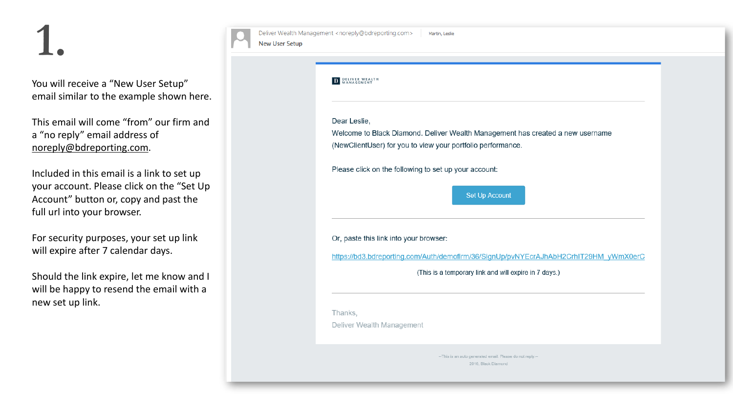# 1.

You will receive a "New User Setup" email similar to the example shown here.

This email will come "from" our firm and a "no reply" email address of noreply@bdreporting.com.

Included in this email is a link to set up your account. Please click on the "Set Up Account" button or, copy and past the full url into your browser.

For security purposes, your set up link will expire after 7 calendar days.

Should the link expire, let me know and I will be happy to resend the email with a new set up link.

---

Deliver Wealth Management <noreply@bdreporting.com> | Martin, Leslie

New User Setup

DELIVER WEALTH MANAGEMENT

Dear Leslie,

Welcome to Black Diamond. Deliver Wealth Management has created a new username (NewClientUser) for you to view your portfolio performance.

Please click on the following to set up your account:

Set Up Account

Or, paste this link into your browser:

https://bd3.bdreporting.com/Auth/demofirm/36/SignUp/pvNYEcrAJhAbH2CrhIT29HM_yWmX0erC

(This is a temporary link and will expire in 7 days.)

Thanks,
Deliver Wealth Management

--This is an auto generated email. Please do not reply.--
2016, Black Diamond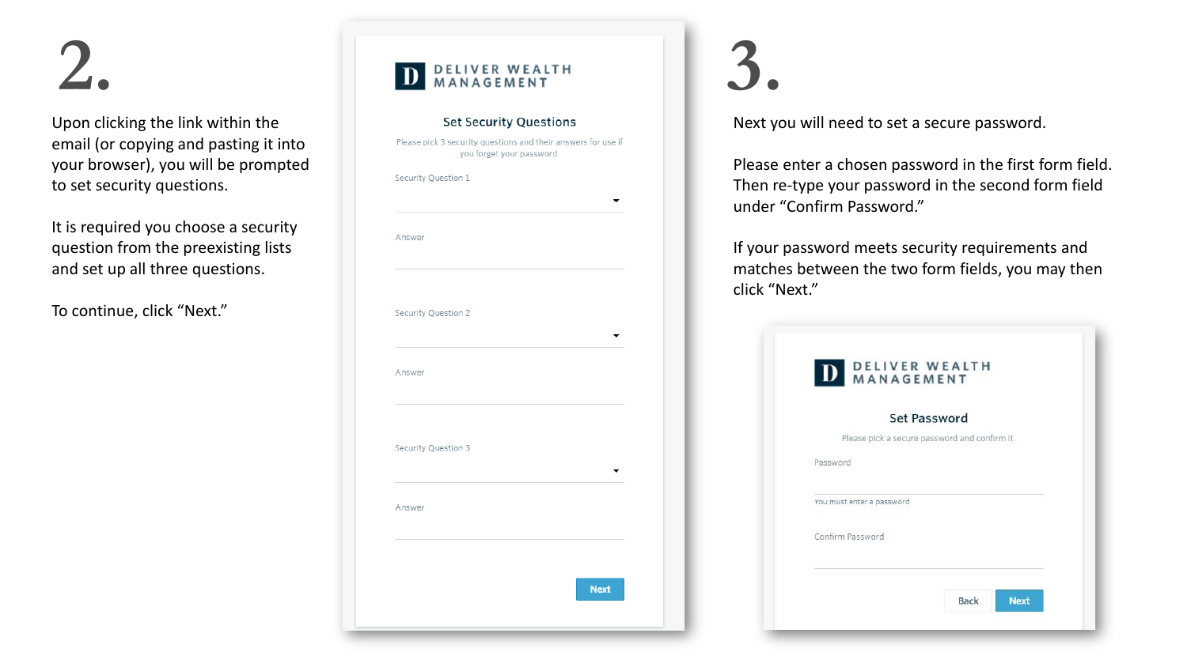# 2.

Upon clicking the link within the email (or copying and pasting it into your browser), you will be prompted to set security questions.

It is required you choose a security question from the preexisting lists and set up all three questions.

To continue, click “Next.”

DELIVER WEALTH MANAGEMENT

**Set Security Questions**

Please pick 3 security questions and their answers for use if you forget your password.

Security Question 1

Answer

Security Question 2

Answer

Security Question 3

Answer

Next

# 3.

Next you will need to set a secure password.

Please enter a chosen password in the first form field. Then re-type your password in the second form field under “Confirm Password.”

If your password meets security requirements and matches between the two form fields, you may then click “Next.”

DELIVER WEALTH MANAGEMENT

**Set Password**

Please pick a secure password and confirm it.

Password

You must enter a password

Confirm Password

Back Next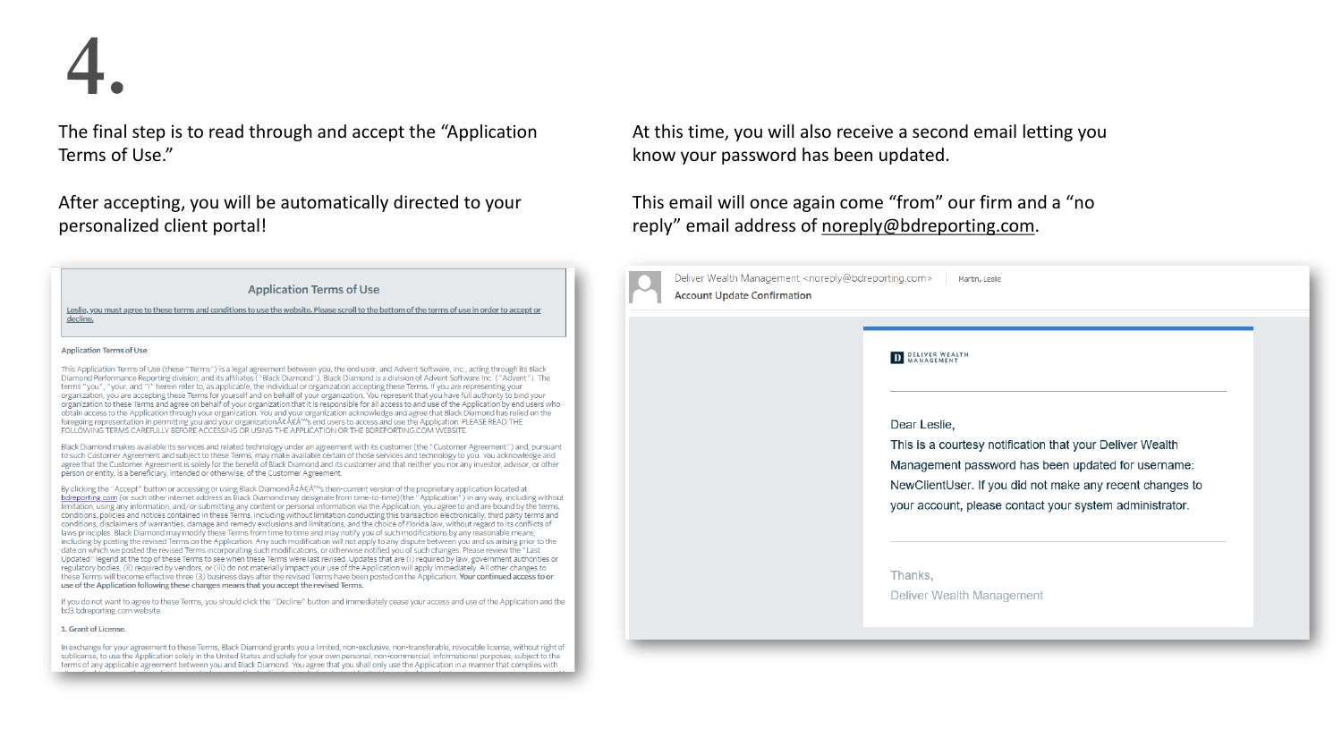# 4.

The final step is to read through and accept the "Application Terms of Use."

After accepting, you will be automatically directed to your personalized client portal!

## Application Terms of Use

Leslie, you must agree to these terms and conditions to use the website. Please scroll to the bottom of the terms of use in order to accept or decline.

Application Terms of Use

This Application Terms of Use (these "Terms") is a legal agreement between you, the end user, and Advent Software, Inc., acting through its Black Diamond Performance Reporting division, and its affiliates ("Black Diamond"). Black Diamond is a division of Advent Software Inc. ("Advent"). The terms "you", "your, and "I" herein refer to, as applicable, the individual or organization accepting these Terms. If you are representing your organization, you are accepting these Terms for yourself and on behalf of your organization. You represent that you have full authority to bind your organization to these Terms and agree on behalf of your organization that it is responsible for all access to and use of the Application by end users who obtain access to the Application through your organization. You and your organization acknowledge and agree that Black Diamond has relied on the foregoing representation in permitting you and your organizationâ€™s end users to access and use the Application. PLEASE READ THE FOLLOWING TERMS CAREFULLY BEFORE ACCESSING OR USING THE APPLICATION OR THE BDREPORTING.COM WEBSITE.

Black Diamond makes available its services and related technology under an agreement with its customer (the "Customer Agreement") and, pursuant to such Customer Agreement and subject to these Terms, may make available certain of those services and technology to you. You acknowledge and agree that the Customer Agreement is solely for the benefit of Black Diamond and its customer and that neither you nor any investor, advisor, or other person or entity, is a beneficiary, intended or otherwise, of the Customer Agreement.

By clicking the "Accept" button or accessing or using Black Diamondâ€™s then-current version of the proprietary application located at bdreporting.com (or such other internet address as Black Diamond may designate from time-to-time)(the "Application") in any way, including without limitation, using any information, and/or submitting any content or personal information via the Application, you agree to and are bound by the terms, conditions, policies and notices contained in these Terms, including without limitation conducting this transaction electronically, third party terms and conditions, disclaimers of warranties, damage and remedy exclusions and limitations, and the choice of Florida law, without regard to its conflicts of laws principles. Black Diamond may modify these Terms from time to time and may notify you of such modifications by any reasonable means, including by posting the revised Terms on the Application. Any such modification will not apply to any dispute between you and us arising prior to the date on which we posted the revised Terms incorporating such modifications, or otherwise notified you of such changes. Please review the "Last Updated" legend at the top of these Terms to see when these Terms were last revised. Updates that are (i) required by law, government authorities or regulatory bodies, (ii) required by vendors, or (iii) do not materially impact your use of the Application will apply immediately. All other changes to these Terms will become effective three (3) business days after the revised Terms have been posted on the Application. **Your continued access to or use of the Application following these changes means that you accept the revised Terms.**

If you do not want to agree to these Terms, you should click the "Decline" button and immediately cease your access and use of the Application and the bd3.bdreporting.com website.

1. Grant of License.

In exchange for your agreement to these Terms, Black Diamond grants you a limited, non-exclusive, non-transferable, revocable license, without right of sublicense, to use the Application solely in the United States and solely for your own personal, non-commercial, informational purposes, subject to the terms of any applicable agreement between you and Black Diamond. You agree that you shall only use the Application in a manner that complies with

---

At this time, you will also receive a second email letting you know your password has been updated.

This email will once again come "from" our firm and a "no reply" email address of noreply@bdreporting.com.

Deliver Wealth Management <noreply@bdreporting.com> | Martin, Leslie

Account Update Confirmation

DELIVER WEALTH MANAGEMENT

Dear Leslie,

This is a courtesy notification that your Deliver Wealth Management password has been updated for username: NewClientUser. If you did not make any recent changes to your account, please contact your system administrator.

Thanks,
Deliver Wealth Management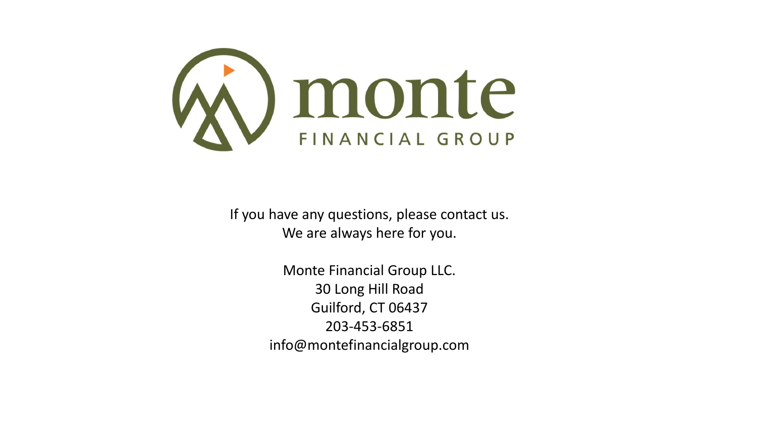monte

FINANCIAL GROUP

If you have any questions, please contact us.
We are always here for you.

Monte Financial Group LLC.
30 Long Hill Road
Guilford, CT 06437
203-453-6851
info@montefinancialgroup.com